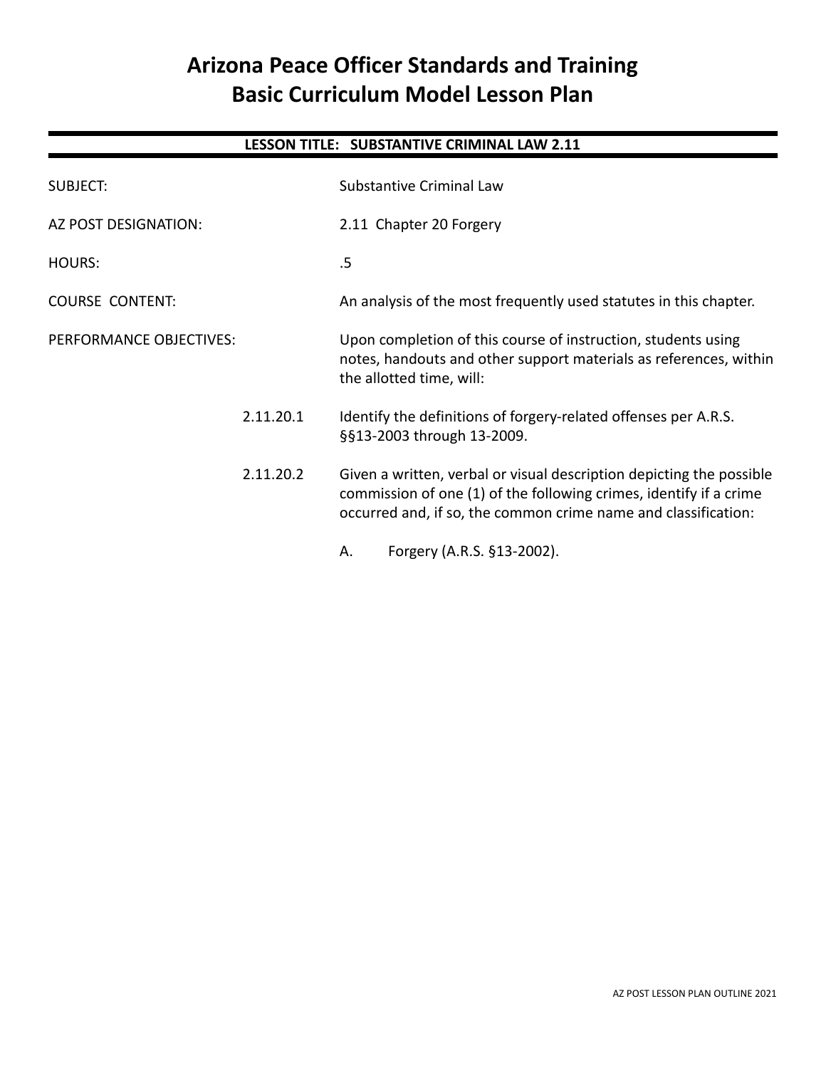# Arizona Peace Officer Standards and Training
# Basic Curriculum Model Lesson Plan

## LESSON TITLE: SUBSTANTIVE CRIMINAL LAW 2.11

SUBJECT: Substantive Criminal Law

AZ POST DESIGNATION: 2.11 Chapter 20 Forgery

HOURS: .5

COURSE CONTENT: An analysis of the most frequently used statutes in this chapter.

PERFORMANCE OBJECTIVES: Upon completion of this course of instruction, students using notes, handouts and other support materials as references, within the allotted time, will:

2.11.20.1 Identify the definitions of forgery-related offenses per A.R.S. §§13-2003 through 13-2009.

2.11.20.2 Given a written, verbal or visual description depicting the possible commission of one (1) of the following crimes, identify if a crime occurred and, if so, the common crime name and classification:

A. Forgery (A.R.S. §13-2002).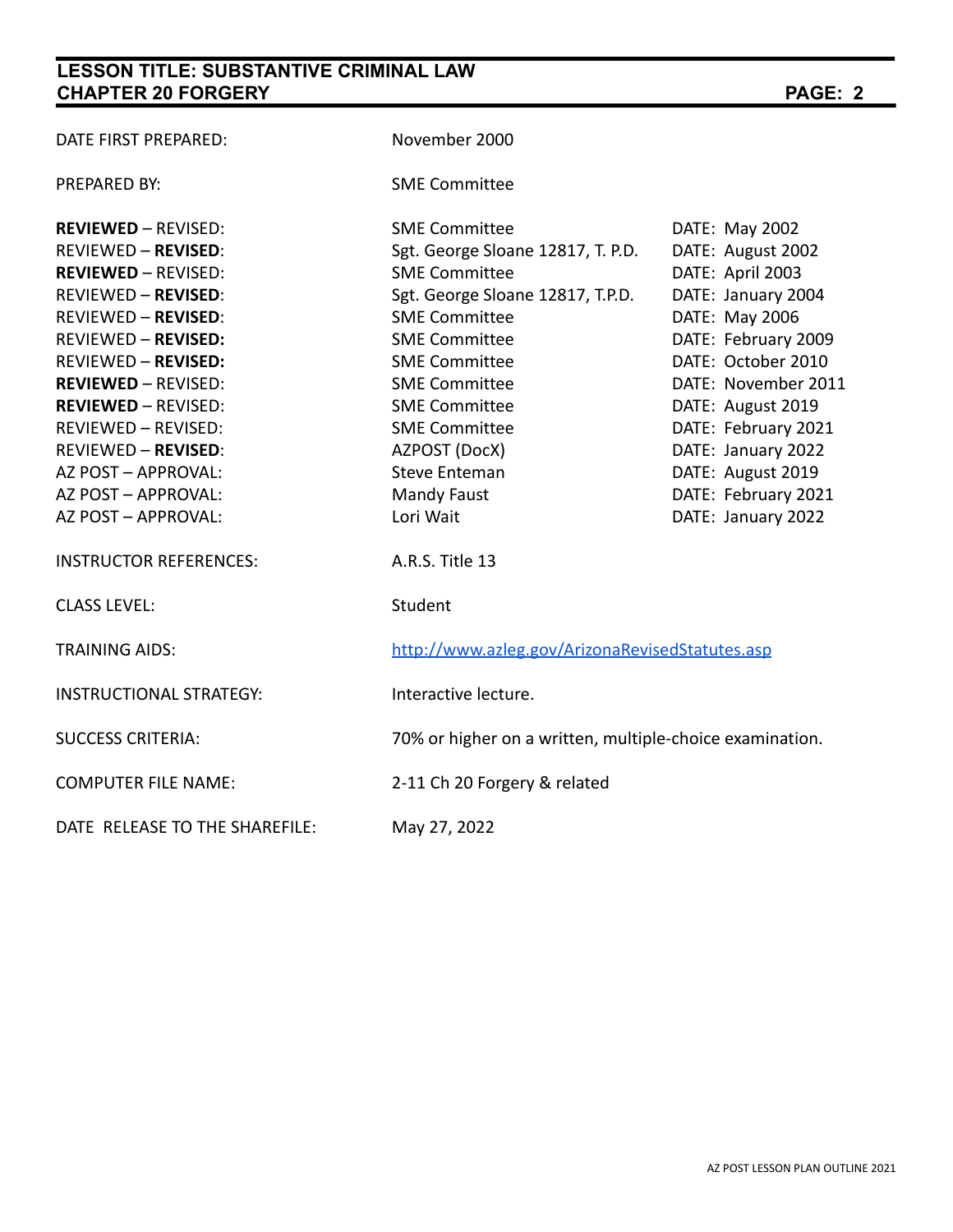| | | |
|---|---|---|
| DATE FIRST PREPARED: | November 2000 | |
| PREPARED BY: | SME Committee | |
| **REVIEWED** – REVISED: | SME Committee | DATE: May 2002 |
| REVIEWED – **REVISED**: | Sgt. George Sloane 12817, T. P.D. | DATE: August 2002 |
| **REVIEWED** – REVISED: | SME Committee | DATE: April 2003 |
| REVIEWED – **REVISED**: | Sgt. George Sloane 12817, T.P.D. | DATE: January 2004 |
| REVIEWED – **REVISED**: | SME Committee | DATE: May 2006 |
| REVIEWED – **REVISED:** | SME Committee | DATE: February 2009 |
| REVIEWED – **REVISED:** | SME Committee | DATE: October 2010 |
| **REVIEWED** – REVISED: | SME Committee | DATE: November 2011 |
| **REVIEWED** – REVISED: | SME Committee | DATE: August 2019 |
| REVIEWED – REVISED: | SME Committee | DATE: February 2021 |
| REVIEWED – **REVISED**: | AZPOST (DocX) | DATE: January 2022 |
| AZ POST – APPROVAL: | Steve Enteman | DATE: August 2019 |
| AZ POST – APPROVAL: | Mandy Faust | DATE: February 2021 |
| AZ POST – APPROVAL: | Lori Wait | DATE: January 2022 |
| INSTRUCTOR REFERENCES: | A.R.S. Title 13 | |
| CLASS LEVEL: | Student | |
| TRAINING AIDS: | http://www.azleg.gov/ArizonaRevisedStatutes.asp | |
| INSTRUCTIONAL STRATEGY: | Interactive lecture. | |
| SUCCESS CRITERIA: | 70% or higher on a written, multiple-choice examination. | |
| COMPUTER FILE NAME: | 2-11 Ch 20 Forgery & related | |
| DATE RELEASE TO THE SHAREFILE: | May 27, 2022 | |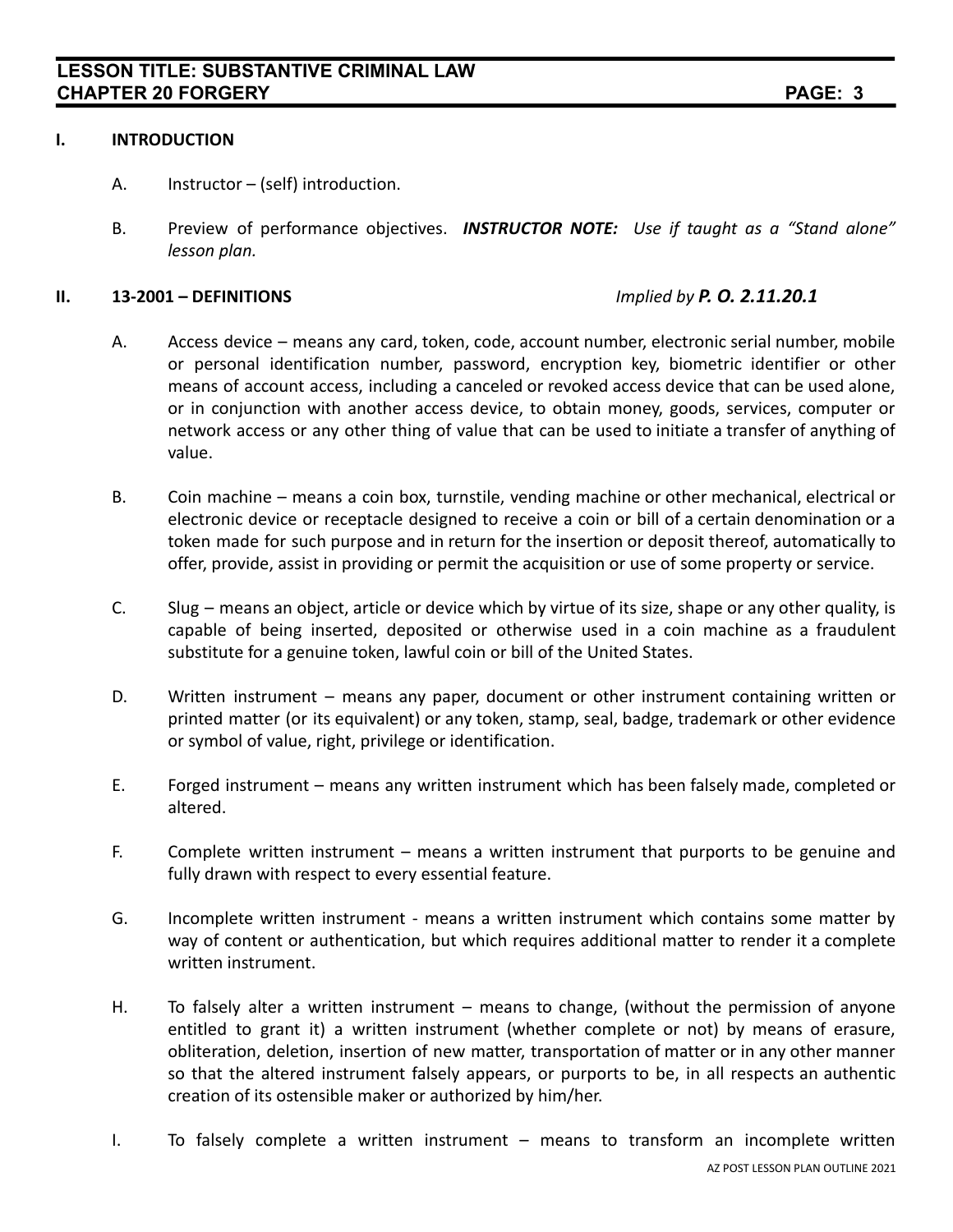## I. INTRODUCTION

A. Instructor – (self) introduction.

B. Preview of performance objectives. ***INSTRUCTOR NOTE:*** *Use if taught as a "Stand alone" lesson plan.*

## II. 13-2001 – DEFINITIONS *Implied by **P. O. 2.11.20.1***

A. Access device – means any card, token, code, account number, electronic serial number, mobile or personal identification number, password, encryption key, biometric identifier or other means of account access, including a canceled or revoked access device that can be used alone, or in conjunction with another access device, to obtain money, goods, services, computer or network access or any other thing of value that can be used to initiate a transfer of anything of value.

B. Coin machine – means a coin box, turnstile, vending machine or other mechanical, electrical or electronic device or receptacle designed to receive a coin or bill of a certain denomination or a token made for such purpose and in return for the insertion or deposit thereof, automatically to offer, provide, assist in providing or permit the acquisition or use of some property or service.

C. Slug – means an object, article or device which by virtue of its size, shape or any other quality, is capable of being inserted, deposited or otherwise used in a coin machine as a fraudulent substitute for a genuine token, lawful coin or bill of the United States.

D. Written instrument – means any paper, document or other instrument containing written or printed matter (or its equivalent) or any token, stamp, seal, badge, trademark or other evidence or symbol of value, right, privilege or identification.

E. Forged instrument – means any written instrument which has been falsely made, completed or altered.

F. Complete written instrument – means a written instrument that purports to be genuine and fully drawn with respect to every essential feature.

G. Incomplete written instrument - means a written instrument which contains some matter by way of content or authentication, but which requires additional matter to render it a complete written instrument.

H. To falsely alter a written instrument – means to change, (without the permission of anyone entitled to grant it) a written instrument (whether complete or not) by means of erasure, obliteration, deletion, insertion of new matter, transportation of matter or in any other manner so that the altered instrument falsely appears, or purports to be, in all respects an authentic creation of its ostensible maker or authorized by him/her.

I. To falsely complete a written instrument – means to transform an incomplete written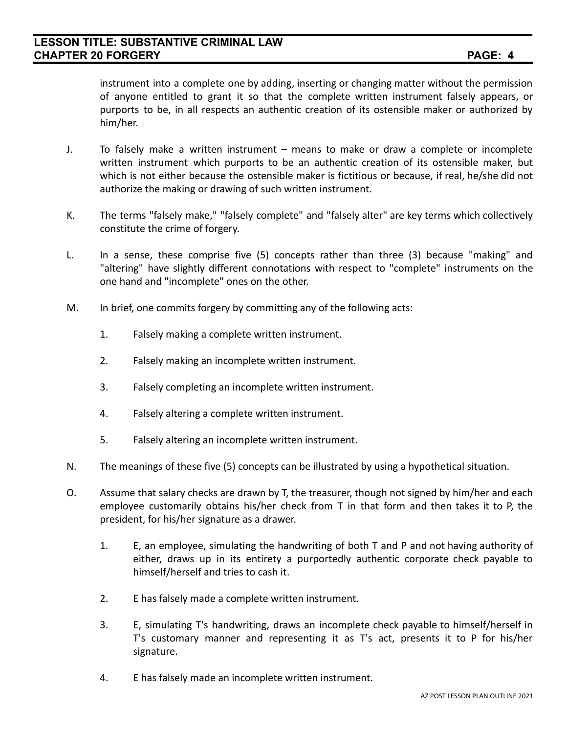instrument into a complete one by adding, inserting or changing matter without the permission of anyone entitled to grant it so that the complete written instrument falsely appears, or purports to be, in all respects an authentic creation of its ostensible maker or authorized by him/her.

J. To falsely make a written instrument – means to make or draw a complete or incomplete written instrument which purports to be an authentic creation of its ostensible maker, but which is not either because the ostensible maker is fictitious or because, if real, he/she did not authorize the making or drawing of such written instrument.

K. The terms "falsely make," "falsely complete" and "falsely alter" are key terms which collectively constitute the crime of forgery.

L. In a sense, these comprise five (5) concepts rather than three (3) because "making" and "altering" have slightly different connotations with respect to "complete" instruments on the one hand and "incomplete" ones on the other.

M. In brief, one commits forgery by committing any of the following acts:

1. Falsely making a complete written instrument.

2. Falsely making an incomplete written instrument.

3. Falsely completing an incomplete written instrument.

4. Falsely altering a complete written instrument.

5. Falsely altering an incomplete written instrument.

N. The meanings of these five (5) concepts can be illustrated by using a hypothetical situation.

O. Assume that salary checks are drawn by T, the treasurer, though not signed by him/her and each employee customarily obtains his/her check from T in that form and then takes it to P, the president, for his/her signature as a drawer.

1. E, an employee, simulating the handwriting of both T and P and not having authority of either, draws up in its entirety a purportedly authentic corporate check payable to himself/herself and tries to cash it.

2. E has falsely made a complete written instrument.

3. E, simulating T's handwriting, draws an incomplete check payable to himself/herself in T's customary manner and representing it as T's act, presents it to P for his/her signature.

4. E has falsely made an incomplete written instrument.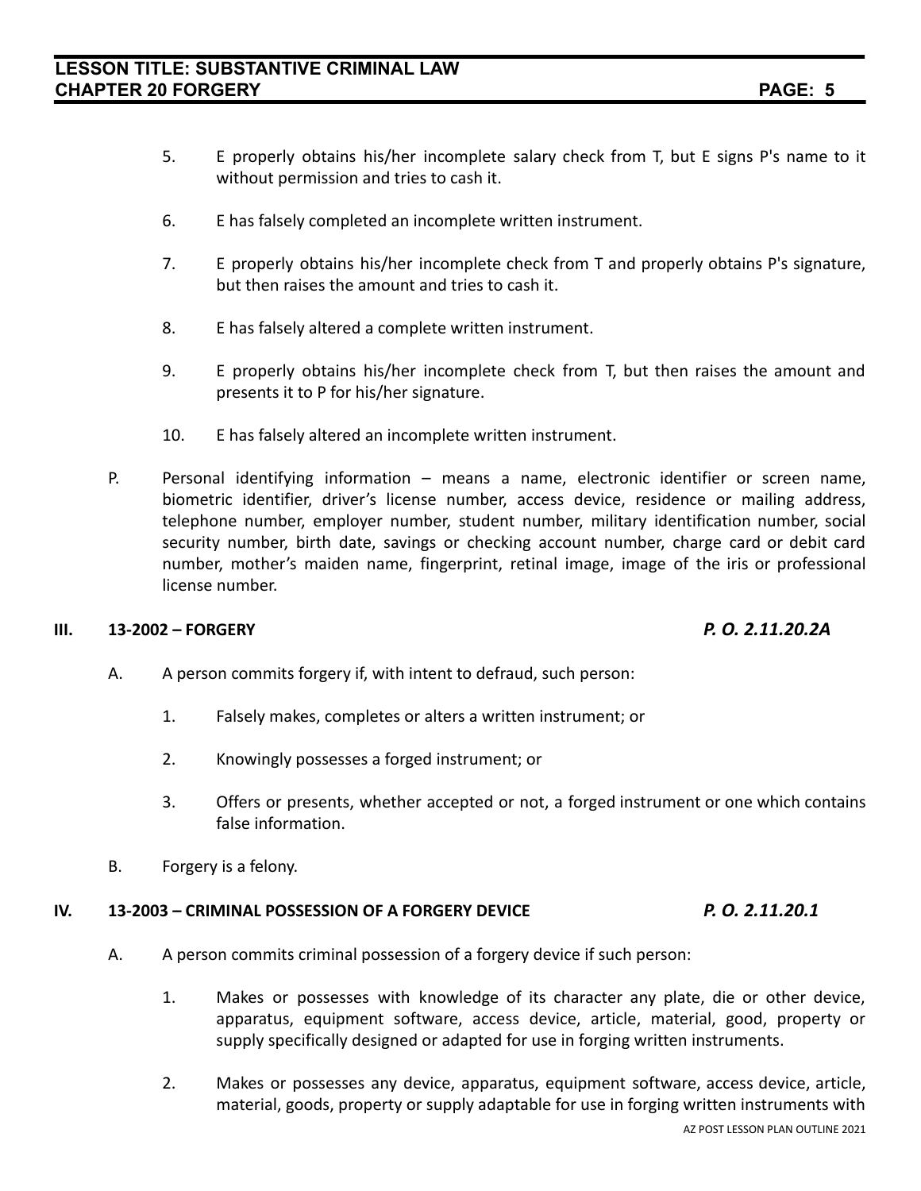5. E properly obtains his/her incomplete salary check from T, but E signs P's name to it without permission and tries to cash it.

6. E has falsely completed an incomplete written instrument.

7. E properly obtains his/her incomplete check from T and properly obtains P's signature, but then raises the amount and tries to cash it.

8. E has falsely altered a complete written instrument.

9. E properly obtains his/her incomplete check from T, but then raises the amount and presents it to P for his/her signature.

10. E has falsely altered an incomplete written instrument.

P. Personal identifying information – means a name, electronic identifier or screen name, biometric identifier, driver's license number, access device, residence or mailing address, telephone number, employer number, student number, military identification number, social security number, birth date, savings or checking account number, charge card or debit card number, mother's maiden name, fingerprint, retinal image, image of the iris or professional license number.

## III. 13-2002 – FORGERY *P. O. 2.11.20.2A*

A. A person commits forgery if, with intent to defraud, such person:

1. Falsely makes, completes or alters a written instrument; or

2. Knowingly possesses a forged instrument; or

3. Offers or presents, whether accepted or not, a forged instrument or one which contains false information.

B. Forgery is a felony.

## IV. 13-2003 – CRIMINAL POSSESSION OF A FORGERY DEVICE *P. O. 2.11.20.1*

A. A person commits criminal possession of a forgery device if such person:

1. Makes or possesses with knowledge of its character any plate, die or other device, apparatus, equipment software, access device, article, material, good, property or supply specifically designed or adapted for use in forging written instruments.

2. Makes or possesses any device, apparatus, equipment software, access device, article, material, goods, property or supply adaptable for use in forging written instruments with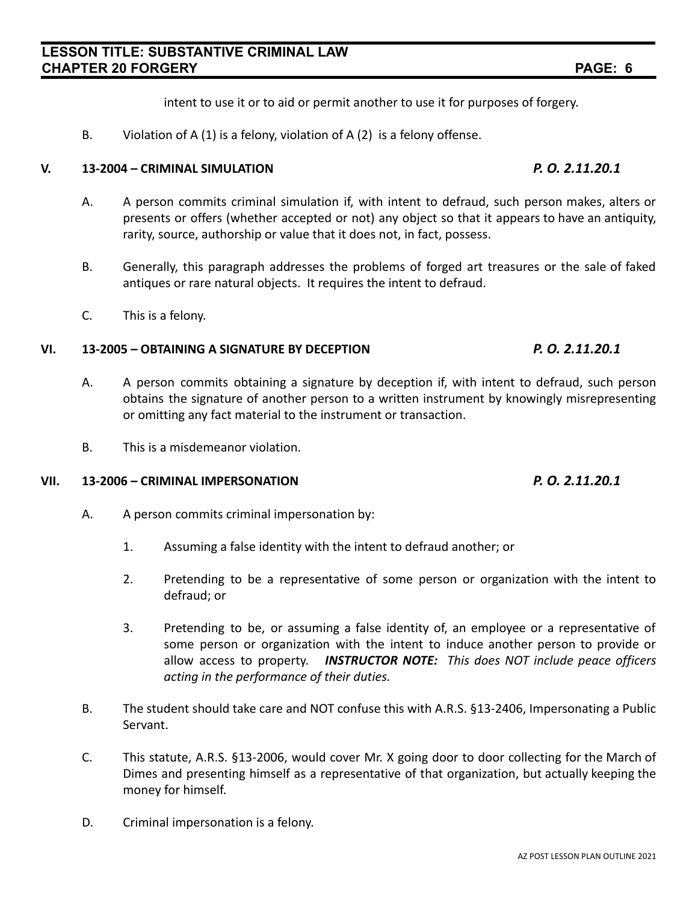intent to use it or to aid or permit another to use it for purposes of forgery.

B. Violation of A (1) is a felony, violation of A (2) is a felony offense.

## V. 13-2004 – CRIMINAL SIMULATION *P. O. 2.11.20.1*

A. A person commits criminal simulation if, with intent to defraud, such person makes, alters or presents or offers (whether accepted or not) any object so that it appears to have an antiquity, rarity, source, authorship or value that it does not, in fact, possess.

B. Generally, this paragraph addresses the problems of forged art treasures or the sale of faked antiques or rare natural objects. It requires the intent to defraud.

C. This is a felony.

## VI. 13-2005 – OBTAINING A SIGNATURE BY DECEPTION *P. O. 2.11.20.1*

A. A person commits obtaining a signature by deception if, with intent to defraud, such person obtains the signature of another person to a written instrument by knowingly misrepresenting or omitting any fact material to the instrument or transaction.

B. This is a misdemeanor violation.

## VII. 13-2006 – CRIMINAL IMPERSONATION *P. O. 2.11.20.1*

A. A person commits criminal impersonation by:

1. Assuming a false identity with the intent to defraud another; or

2. Pretending to be a representative of some person or organization with the intent to defraud; or

3. Pretending to be, or assuming a false identity of, an employee or a representative of some person or organization with the intent to induce another person to provide or allow access to property. ***INSTRUCTOR NOTE:*** *This does NOT include peace officers acting in the performance of their duties.*

B. The student should take care and NOT confuse this with A.R.S. §13-2406, Impersonating a Public Servant.

C. This statute, A.R.S. §13-2006, would cover Mr. X going door to door collecting for the March of Dimes and presenting himself as a representative of that organization, but actually keeping the money for himself.

D. Criminal impersonation is a felony.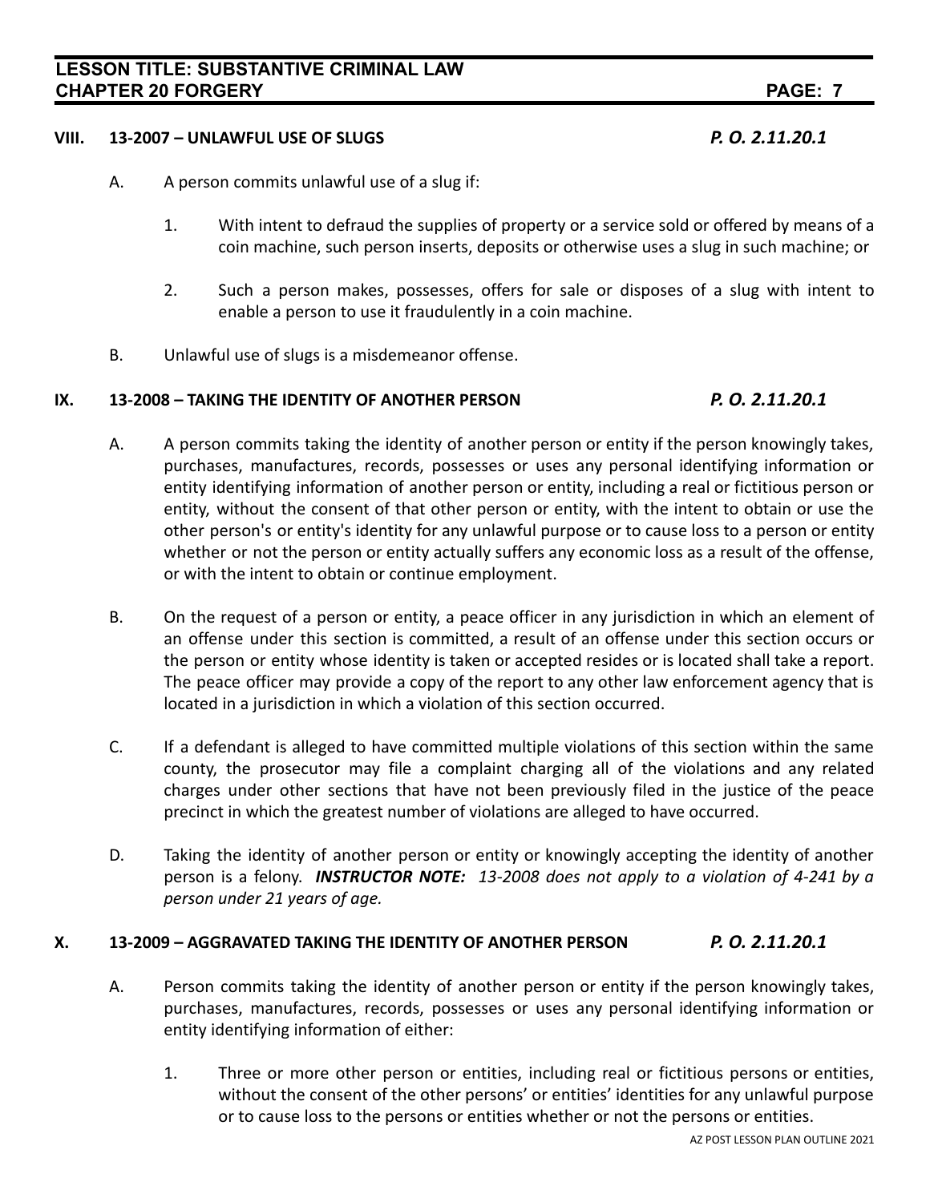## VIII. 13-2007 – UNLAWFUL USE OF SLUGS *P. O. 2.11.20.1*

A. A person commits unlawful use of a slug if:

1. With intent to defraud the supplies of property or a service sold or offered by means of a coin machine, such person inserts, deposits or otherwise uses a slug in such machine; or

2. Such a person makes, possesses, offers for sale or disposes of a slug with intent to enable a person to use it fraudulently in a coin machine.

B. Unlawful use of slugs is a misdemeanor offense.

## IX. 13-2008 – TAKING THE IDENTITY OF ANOTHER PERSON *P. O. 2.11.20.1*

A. A person commits taking the identity of another person or entity if the person knowingly takes, purchases, manufactures, records, possesses or uses any personal identifying information or entity identifying information of another person or entity, including a real or fictitious person or entity, without the consent of that other person or entity, with the intent to obtain or use the other person's or entity's identity for any unlawful purpose or to cause loss to a person or entity whether or not the person or entity actually suffers any economic loss as a result of the offense, or with the intent to obtain or continue employment.

B. On the request of a person or entity, a peace officer in any jurisdiction in which an element of an offense under this section is committed, a result of an offense under this section occurs or the person or entity whose identity is taken or accepted resides or is located shall take a report. The peace officer may provide a copy of the report to any other law enforcement agency that is located in a jurisdiction in which a violation of this section occurred.

C. If a defendant is alleged to have committed multiple violations of this section within the same county, the prosecutor may file a complaint charging all of the violations and any related charges under other sections that have not been previously filed in the justice of the peace precinct in which the greatest number of violations are alleged to have occurred.

D. Taking the identity of another person or entity or knowingly accepting the identity of another person is a felony. ***INSTRUCTOR NOTE:*** *13-2008 does not apply to a violation of 4-241 by a person under 21 years of age.*

## X. 13-2009 – AGGRAVATED TAKING THE IDENTITY OF ANOTHER PERSON *P. O. 2.11.20.1*

A. Person commits taking the identity of another person or entity if the person knowingly takes, purchases, manufactures, records, possesses or uses any personal identifying information or entity identifying information of either:

1. Three or more other person or entities, including real or fictitious persons or entities, without the consent of the other persons' or entities' identities for any unlawful purpose or to cause loss to the persons or entities whether or not the persons or entities.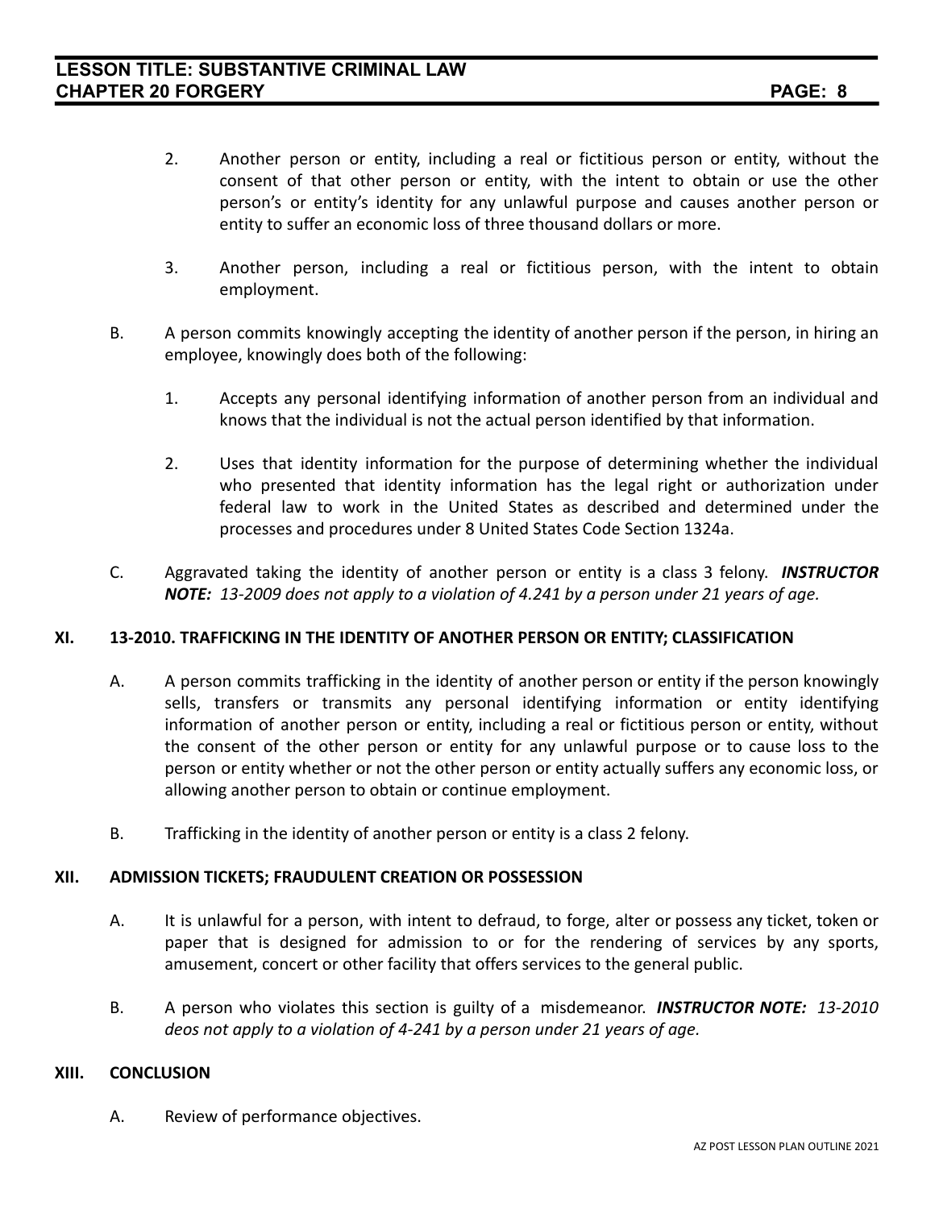2. Another person or entity, including a real or fictitious person or entity, without the consent of that other person or entity, with the intent to obtain or use the other person's or entity's identity for any unlawful purpose and causes another person or entity to suffer an economic loss of three thousand dollars or more.

3. Another person, including a real or fictitious person, with the intent to obtain employment.

B. A person commits knowingly accepting the identity of another person if the person, in hiring an employee, knowingly does both of the following:

1. Accepts any personal identifying information of another person from an individual and knows that the individual is not the actual person identified by that information.

2. Uses that identity information for the purpose of determining whether the individual who presented that identity information has the legal right or authorization under federal law to work in the United States as described and determined under the processes and procedures under 8 United States Code Section 1324a.

C. Aggravated taking the identity of another person or entity is a class 3 felony. ***INSTRUCTOR NOTE:*** *13-2009 does not apply to a violation of 4.241 by a person under 21 years of age.*

## XI. 13-2010. TRAFFICKING IN THE IDENTITY OF ANOTHER PERSON OR ENTITY; CLASSIFICATION

A. A person commits trafficking in the identity of another person or entity if the person knowingly sells, transfers or transmits any personal identifying information or entity identifying information of another person or entity, including a real or fictitious person or entity, without the consent of the other person or entity for any unlawful purpose or to cause loss to the person or entity whether or not the other person or entity actually suffers any economic loss, or allowing another person to obtain or continue employment.

B. Trafficking in the identity of another person or entity is a class 2 felony.

## XII. ADMISSION TICKETS; FRAUDULENT CREATION OR POSSESSION

A. It is unlawful for a person, with intent to defraud, to forge, alter or possess any ticket, token or paper that is designed for admission to or for the rendering of services by any sports, amusement, concert or other facility that offers services to the general public.

B. A person who violates this section is guilty of a misdemeanor. ***INSTRUCTOR NOTE:*** *13-2010 deos not apply to a violation of 4-241 by a person under 21 years of age.*

## XIII. CONCLUSION

A. Review of performance objectives.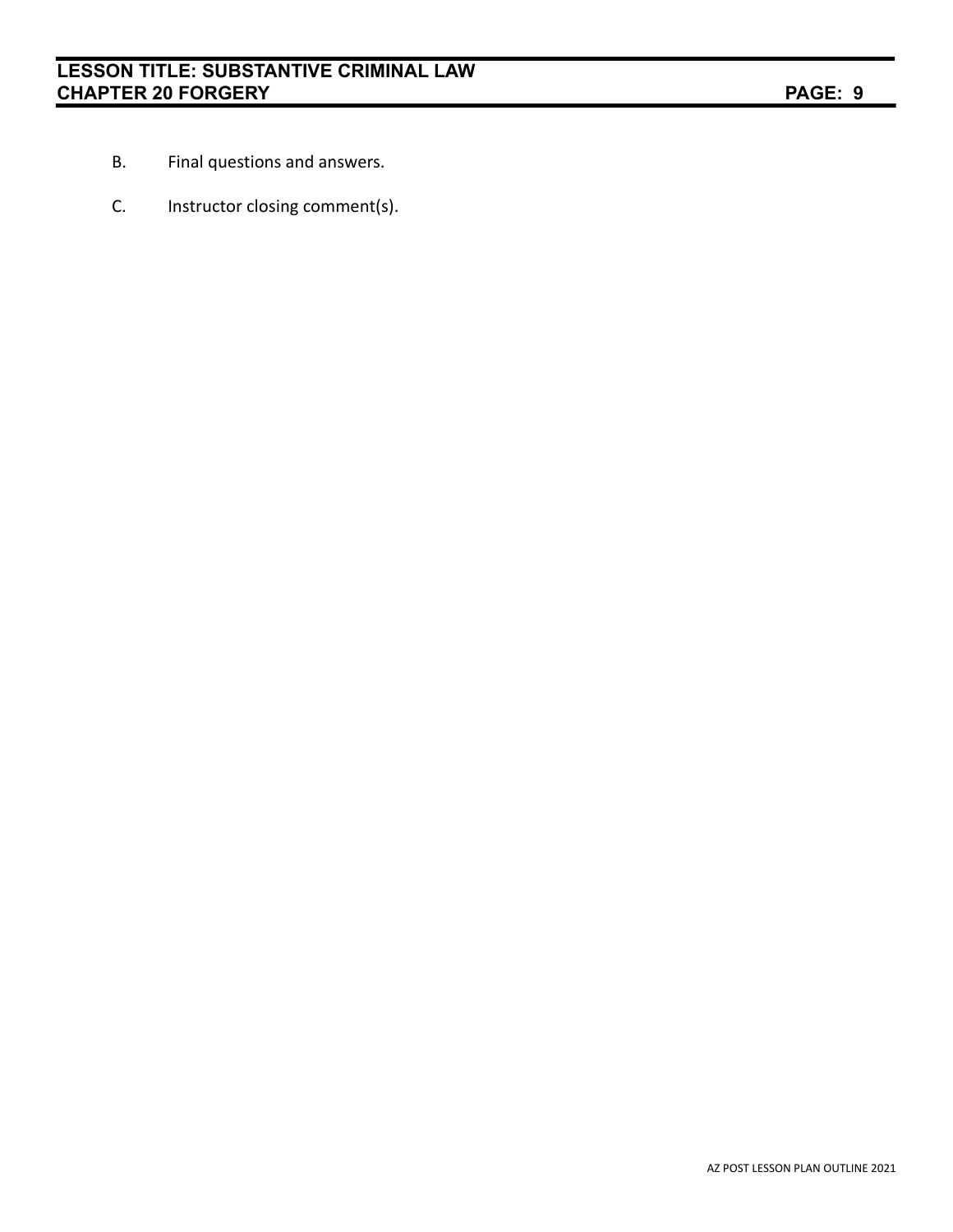B. Final questions and answers.

C. Instructor closing comment(s).